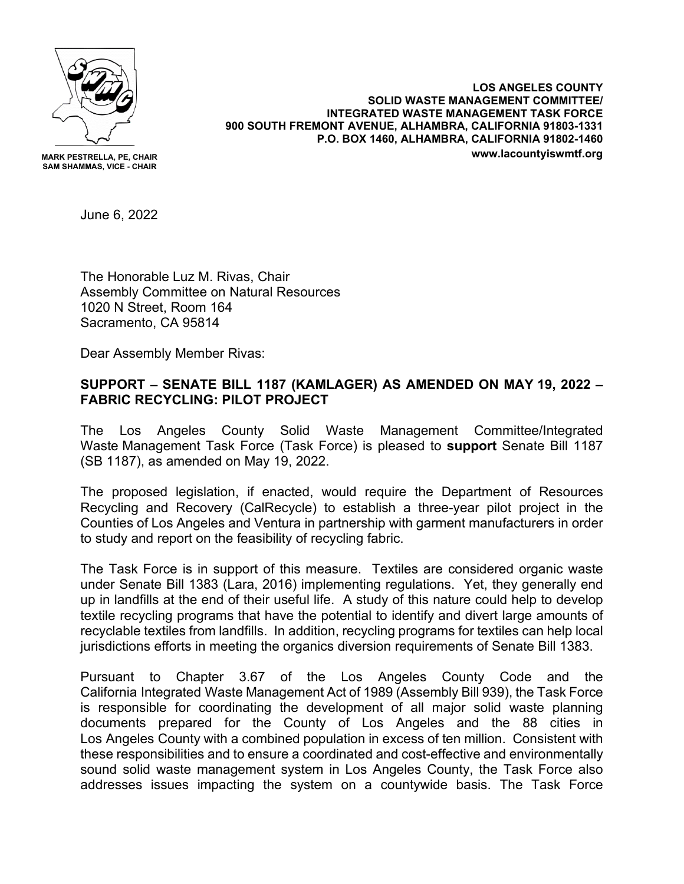MARK PESTRELLA, PE, CHAIR
SAM SHAMMAS, VICE - CHAIR

**LOS ANGELES COUNTY**
**SOLID WASTE MANAGEMENT COMMITTEE/**
**INTEGRATED WASTE MANAGEMENT TASK FORCE**
**900 SOUTH FREMONT AVENUE, ALHAMBRA, CALIFORNIA 91803-1331**
**P.O. BOX 1460, ALHAMBRA, CALIFORNIA 91802-1460**
**www.lacountyiswmtf.org**

June 6, 2022

The Honorable Luz M. Rivas, Chair
Assembly Committee on Natural Resources
1020 N Street, Room 164
Sacramento, CA 95814

Dear Assembly Member Rivas:

**SUPPORT – SENATE BILL 1187 (KAMLAGER) AS AMENDED ON MAY 19, 2022 – FABRIC RECYCLING: PILOT PROJECT**

The Los Angeles County Solid Waste Management Committee/Integrated Waste Management Task Force (Task Force) is pleased to **support** Senate Bill 1187 (SB 1187), as amended on May 19, 2022.

The proposed legislation, if enacted, would require the Department of Resources Recycling and Recovery (CalRecycle) to establish a three-year pilot project in the Counties of Los Angeles and Ventura in partnership with garment manufacturers in order to study and report on the feasibility of recycling fabric.

The Task Force is in support of this measure. Textiles are considered organic waste under Senate Bill 1383 (Lara, 2016) implementing regulations. Yet, they generally end up in landfills at the end of their useful life. A study of this nature could help to develop textile recycling programs that have the potential to identify and divert large amounts of recyclable textiles from landfills. In addition, recycling programs for textiles can help local jurisdictions efforts in meeting the organics diversion requirements of Senate Bill 1383.

Pursuant to Chapter 3.67 of the Los Angeles County Code and the California Integrated Waste Management Act of 1989 (Assembly Bill 939), the Task Force is responsible for coordinating the development of all major solid waste planning documents prepared for the County of Los Angeles and the 88 cities in Los Angeles County with a combined population in excess of ten million. Consistent with these responsibilities and to ensure a coordinated and cost-effective and environmentally sound solid waste management system in Los Angeles County, the Task Force also addresses issues impacting the system on a countywide basis. The Task Force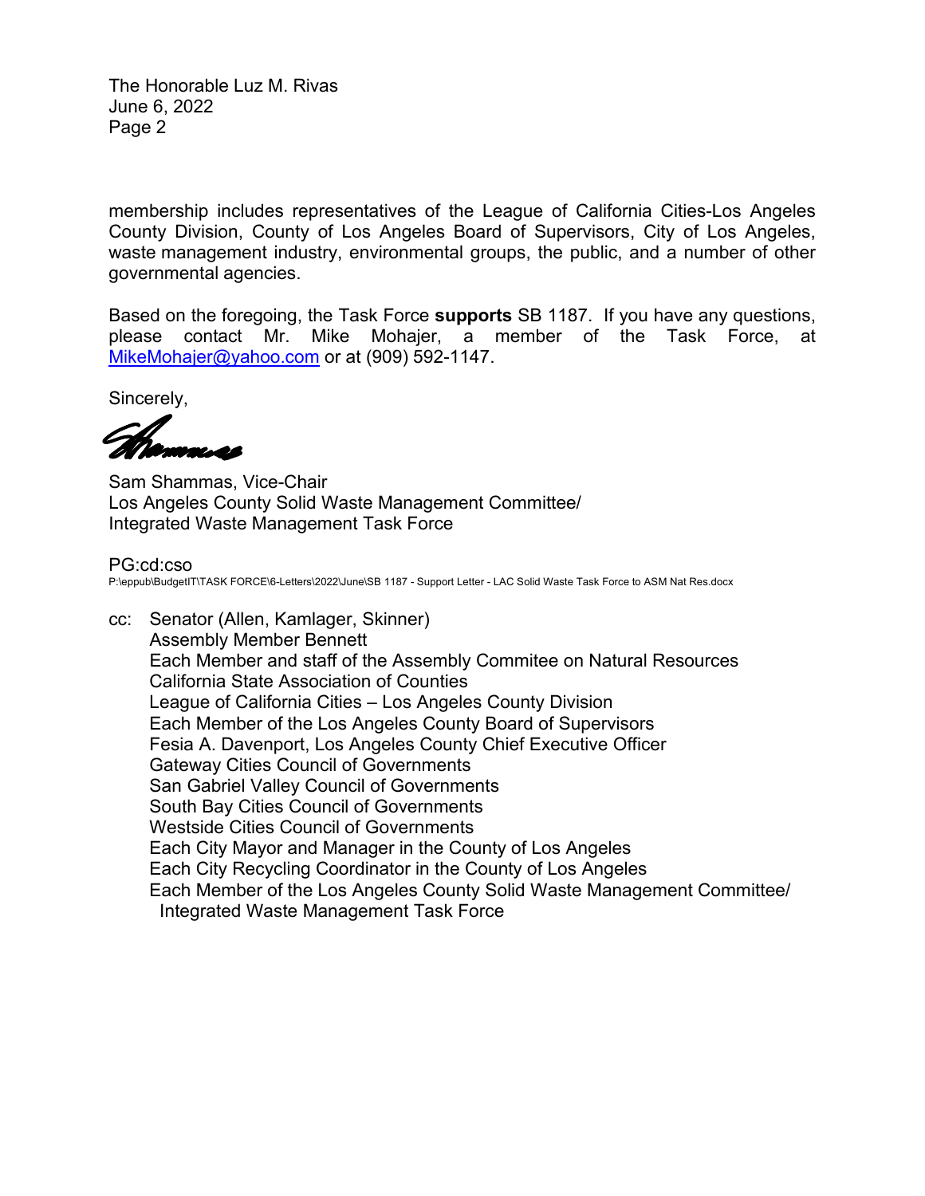membership includes representatives of the League of California Cities-Los Angeles County Division, County of Los Angeles Board of Supervisors, City of Los Angeles, waste management industry, environmental groups, the public, and a number of other governmental agencies.

Based on the foregoing, the Task Force **supports** SB 1187. If you have any questions, please contact Mr. Mike Mohajer, a member of the Task Force, at MikeMohajer@yahoo.com or at (909) 592-1147.

Sincerely,

Sam Shammas, Vice-Chair
Los Angeles County Solid Waste Management Committee/
Integrated Waste Management Task Force

PG:cd:cso
P:\eppub\BudgetIT\TASK FORCE\6-Letters\2022\June\SB 1187 - Support Letter - LAC Solid Waste Task Force to ASM Nat Res.docx

cc: Senator (Allen, Kamlager, Skinner)
Assembly Member Bennett
Each Member and staff of the Assembly Commitee on Natural Resources
California State Association of Counties
League of California Cities – Los Angeles County Division
Each Member of the Los Angeles County Board of Supervisors
Fesia A. Davenport, Los Angeles County Chief Executive Officer
Gateway Cities Council of Governments
San Gabriel Valley Council of Governments
South Bay Cities Council of Governments
Westside Cities Council of Governments
Each City Mayor and Manager in the County of Los Angeles
Each City Recycling Coordinator in the County of Los Angeles
Each Member of the Los Angeles County Solid Waste Management Committee/
Integrated Waste Management Task Force